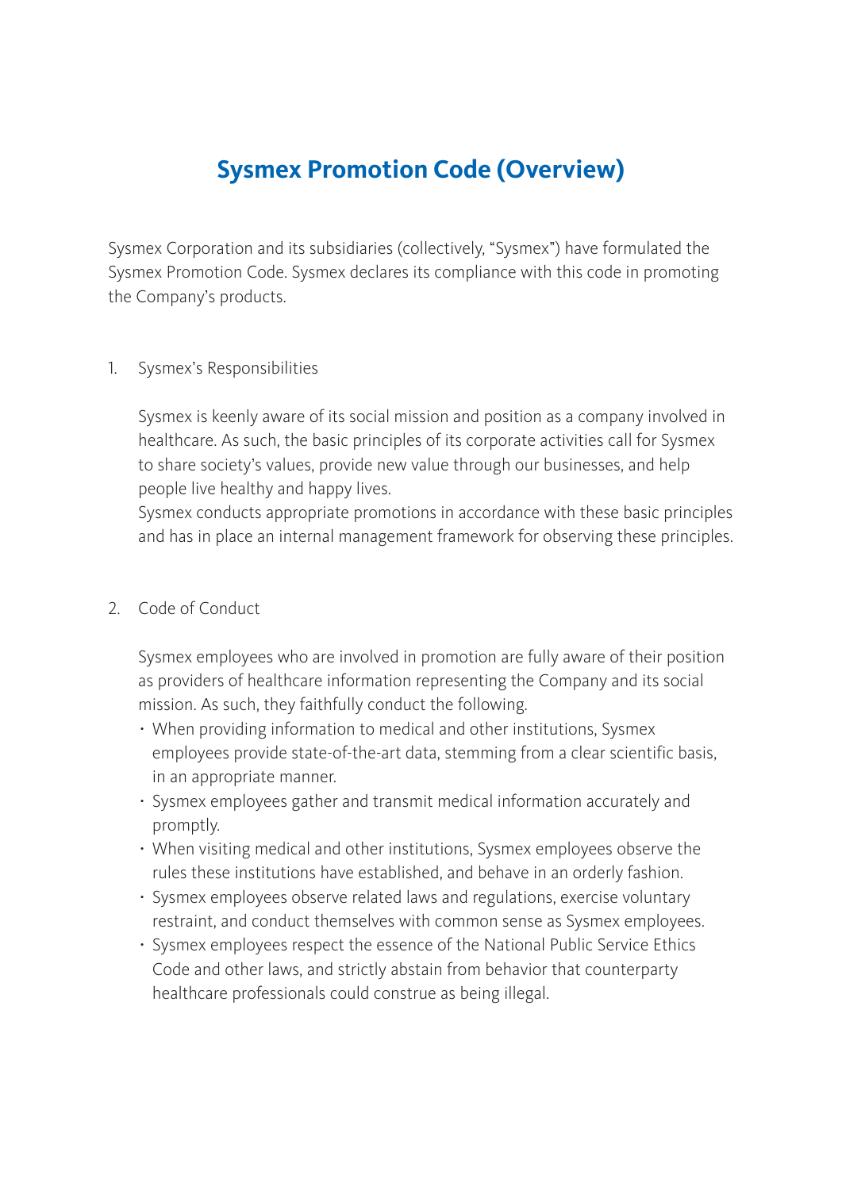# Sysmex Promotion Code (Overview)

Sysmex Corporation and its subsidiaries (collectively, "Sysmex") have formulated the Sysmex Promotion Code. Sysmex declares its compliance with this code in promoting the Company's products.

1. Sysmex's Responsibilities

   Sysmex is keenly aware of its social mission and position as a company involved in healthcare. As such, the basic principles of its corporate activities call for Sysmex to share society's values, provide new value through our businesses, and help people live healthy and happy lives.
   Sysmex conducts appropriate promotions in accordance with these basic principles and has in place an internal management framework for observing these principles.

2. Code of Conduct

   Sysmex employees who are involved in promotion are fully aware of their position as providers of healthcare information representing the Company and its social mission. As such, they faithfully conduct the following.

   - When providing information to medical and other institutions, Sysmex employees provide state-of-the-art data, stemming from a clear scientific basis, in an appropriate manner.
   - Sysmex employees gather and transmit medical information accurately and promptly.
   - When visiting medical and other institutions, Sysmex employees observe the rules these institutions have established, and behave in an orderly fashion.
   - Sysmex employees observe related laws and regulations, exercise voluntary restraint, and conduct themselves with common sense as Sysmex employees.
   - Sysmex employees respect the essence of the National Public Service Ethics Code and other laws, and strictly abstain from behavior that counterparty healthcare professionals could construe as being illegal.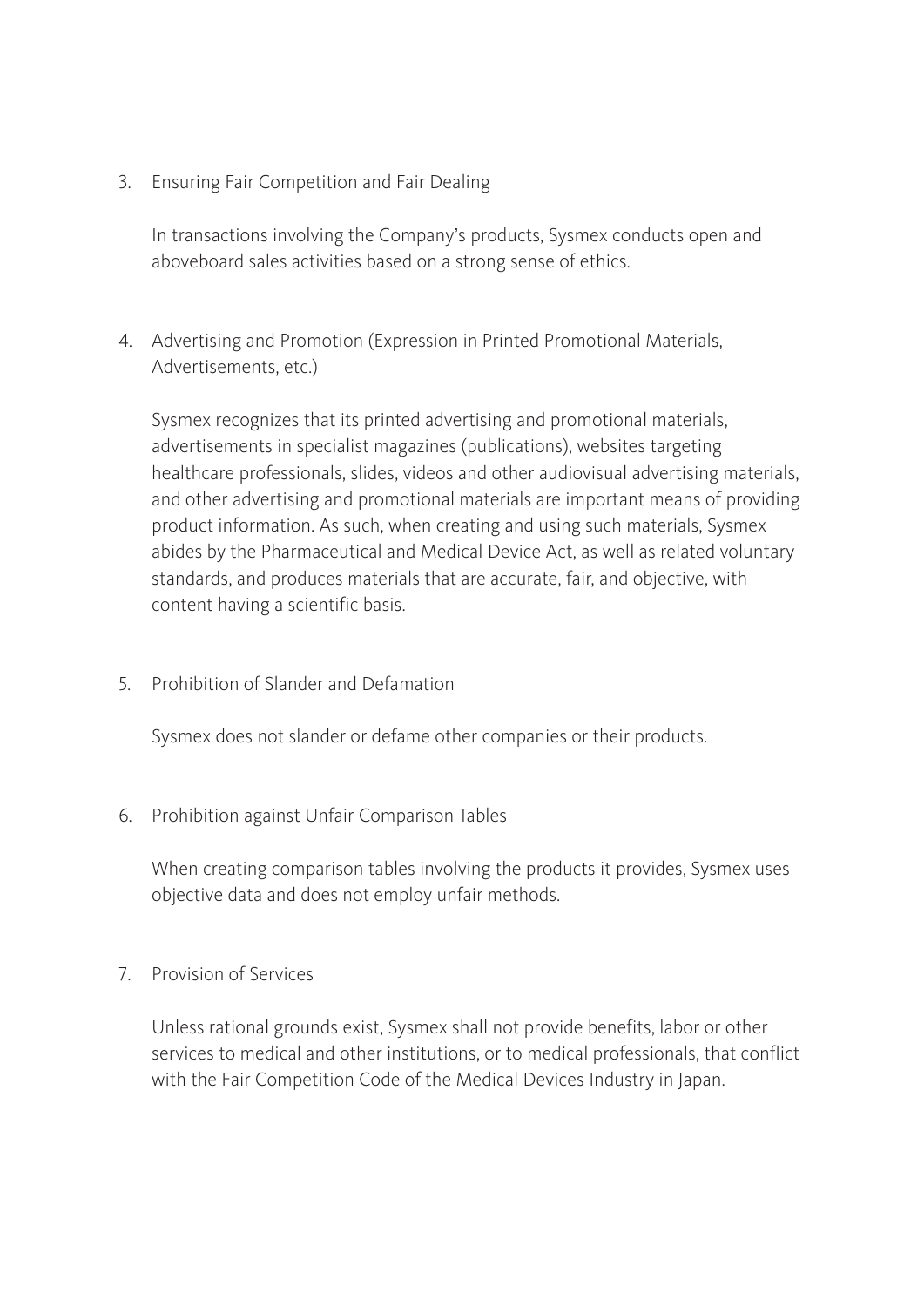3. Ensuring Fair Competition and Fair Dealing

   In transactions involving the Company's products, Sysmex conducts open and aboveboard sales activities based on a strong sense of ethics.

4. Advertising and Promotion (Expression in Printed Promotional Materials, Advertisements, etc.)

   Sysmex recognizes that its printed advertising and promotional materials, advertisements in specialist magazines (publications), websites targeting healthcare professionals, slides, videos and other audiovisual advertising materials, and other advertising and promotional materials are important means of providing product information. As such, when creating and using such materials, Sysmex abides by the Pharmaceutical and Medical Device Act, as well as related voluntary standards, and produces materials that are accurate, fair, and objective, with content having a scientific basis.

5. Prohibition of Slander and Defamation

   Sysmex does not slander or defame other companies or their products.

6. Prohibition against Unfair Comparison Tables

   When creating comparison tables involving the products it provides, Sysmex uses objective data and does not employ unfair methods.

7. Provision of Services

   Unless rational grounds exist, Sysmex shall not provide benefits, labor or other services to medical and other institutions, or to medical professionals, that conflict with the Fair Competition Code of the Medical Devices Industry in Japan.